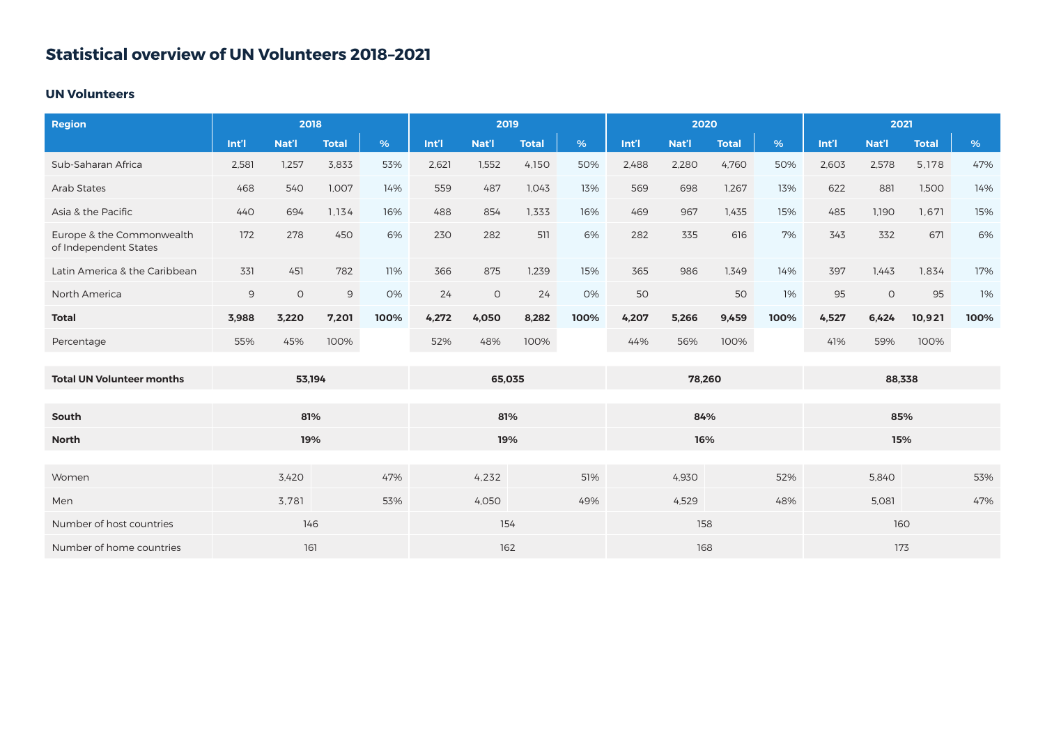# Statistical overview of UN Volunteers 2018–2021

## UN Volunteers

| Region | 2018 | | | | 2019 | | | | 2020 | | | | 2021 | | | |
|---|---|---|---|---|---|---|---|---|---|---|---|---|---|---|---|---|
| | Int'l | Nat'l | Total | % | Int'l | Nat'l | Total | % | Int'l | Nat'l | Total | % | Int'l | Nat'l | Total | % |
| Sub-Saharan Africa | 2,581 | 1,257 | 3,833 | 53% | 2,621 | 1,552 | 4,150 | 50% | 2,488 | 2,280 | 4,760 | 50% | 2,603 | 2,578 | 5,178 | 47% |
| Arab States | 468 | 540 | 1,007 | 14% | 559 | 487 | 1,043 | 13% | 569 | 698 | 1,267 | 13% | 622 | 881 | 1,500 | 14% |
| Asia & the Pacific | 440 | 694 | 1,134 | 16% | 488 | 854 | 1,333 | 16% | 469 | 967 | 1,435 | 15% | 485 | 1,190 | 1,671 | 15% |
| Europe & the Commonwealth of Independent States | 172 | 278 | 450 | 6% | 230 | 282 | 511 | 6% | 282 | 335 | 616 | 7% | 343 | 332 | 671 | 6% |
| Latin America & the Caribbean | 331 | 451 | 782 | 11% | 366 | 875 | 1,239 | 15% | 365 | 986 | 1,349 | 14% | 397 | 1,443 | 1,834 | 17% |
| North America | 9 | 0 | 9 | 0% | 24 | 0 | 24 | 0% | 50 | | 50 | 1% | 95 | 0 | 95 | 1% |
| **Total** | **3,988** | **3,220** | **7,201** | **100%** | **4,272** | **4,050** | **8,282** | **100%** | **4,207** | **5,266** | **9,459** | **100%** | **4,527** | **6,424** | **10,921** | **100%** |
| Percentage | 55% | 45% | 100% | | 52% | 48% | 100% | | 44% | 56% | 100% | | 41% | 59% | 100% | |

| | 2018 | 2019 | 2020 | 2021 |
|---|---|---|---|---|
| **Total UN Volunteer months** | **53,194** | **65,035** | **78,260** | **88,338** |

| | 2018 | 2019 | 2020 | 2021 |
|---|---|---|---|---|
| **South** | **81%** | **81%** | **84%** | **85%** |
| **North** | **19%** | **19%** | **16%** | **15%** |

| | 2018 | | 2019 | | 2020 | | 2021 | |
|---|---|---|---|---|---|---|---|---|
| Women | 3,420 | 47% | 4,232 | 51% | 4,930 | 52% | 5,840 | 53% |
| Men | 3,781 | 53% | 4,050 | 49% | 4,529 | 48% | 5,081 | 47% |
| Number of host countries | 146 | | 154 | | 158 | | 160 | |
| Number of home countries | 161 | | 162 | | 168 | | 173 | |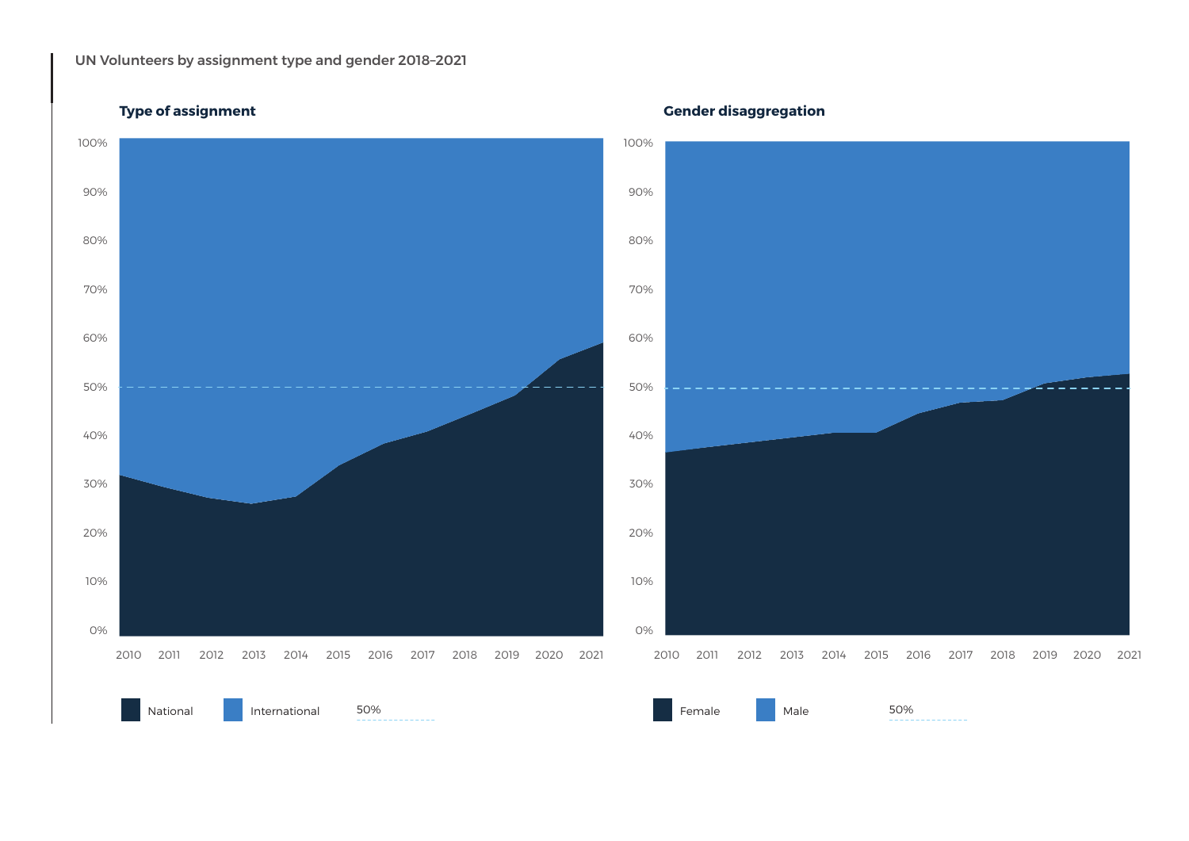UN Volunteers by assignment type and gender 2018–2021

**Type of assignment**

100%
90%
80%
70%
60%
50%
40%
30%
20%
10%
0%

2010 2011 2012 2013 2014 2015 2016 2017 2018 2019 2020 2021

National
International
50%

**Gender disaggregation**

100%
90%
80%
70%
60%
50%
40%
30%
20%
10%
0%

2010 2011 2012 2013 2014 2015 2016 2017 2018 2019 2020 2021

Female
Male
50%